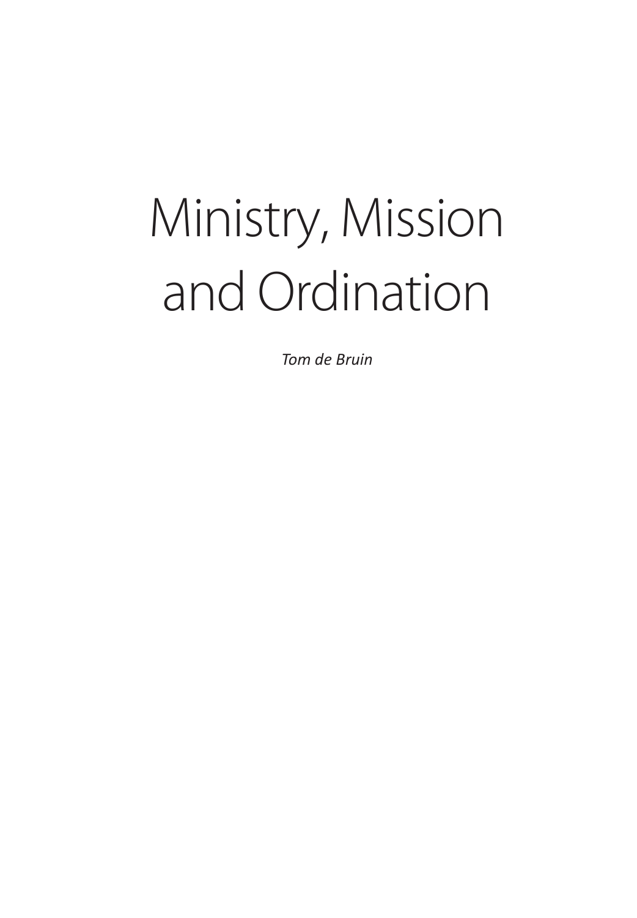# Ministry, Mission and Ordination

*Tom de Bruin*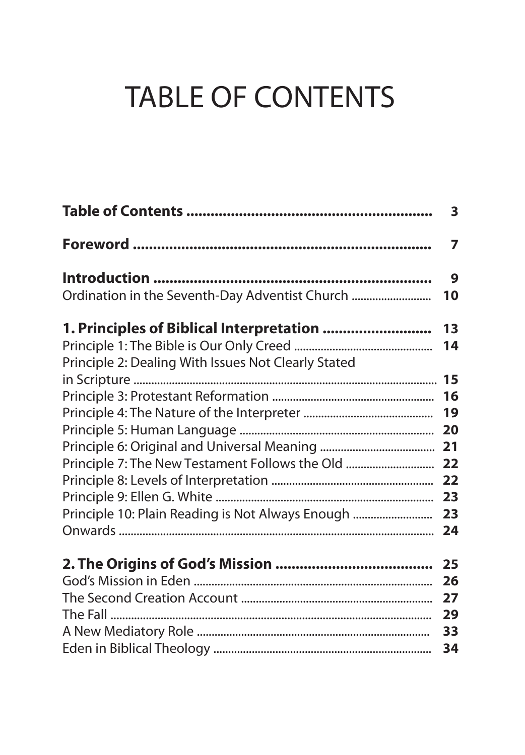# TABLE OF CONTENTS

| | |
|---|---|
| **Table of Contents** | **3** |
| **Foreword** | **7** |
| **Introduction** | **9** |
| Ordination in the Seventh-Day Adventist Church | 10 |
| **1. Principles of Biblical Interpretation** | **13** |
| Principle 1: The Bible is Our Only Creed | 14 |
| Principle 2: Dealing With Issues Not Clearly Stated in Scripture | 15 |
| Principle 3: Protestant Reformation | 16 |
| Principle 4: The Nature of the Interpreter | 19 |
| Principle 5: Human Language | 20 |
| Principle 6: Original and Universal Meaning | 21 |
| Principle 7: The New Testament Follows the Old | 22 |
| Principle 8: Levels of Interpretation | 22 |
| Principle 9: Ellen G. White | 23 |
| Principle 10: Plain Reading is Not Always Enough | 23 |
| Onwards | 24 |
| **2. The Origins of God's Mission** | **25** |
| God's Mission in Eden | 26 |
| The Second Creation Account | 27 |
| The Fall | 29 |
| A New Mediatory Role | 33 |
| Eden in Biblical Theology | 34 |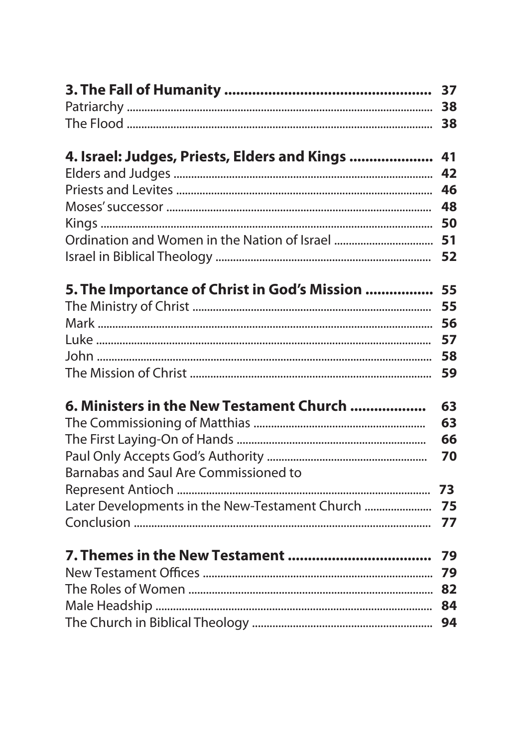**3. The Fall of Humanity** .................................................. 37

Patriarchy .................................................. 38

The Flood .................................................. 38

**4. Israel: Judges, Priests, Elders and Kings** .................... 41

Elders and Judges .................................................. 42

Priests and Levites .................................................. 46

Moses' successor .................................................. 48

Kings .................................................. 50

Ordination and Women in the Nation of Israel .................................. 51

Israel in Biblical Theology .................................................. 52

**5. The Importance of Christ in God's Mission** ................ 55

The Ministry of Christ .................................................. 55

Mark .................................................. 56

Luke .................................................. 57

John .................................................. 58

The Mission of Christ .................................................. 59

**6. Ministers in the New Testament Church** .................. 63

The Commissioning of Matthias .................................................. 63

The First Laying-On of Hands .................................................. 66

Paul Only Accepts God's Authority .................................................. 70

Barnabas and Saul Are Commissioned to Represent Antioch .................................................. 73

Later Developments in the New-Testament Church ...................... 75

Conclusion .................................................. 77

**7. Themes in the New Testament** .................................... 79

New Testament Offices .................................................. 79

The Roles of Women .................................................. 82

Male Headship .................................................. 84

The Church in Biblical Theology .................................................. 94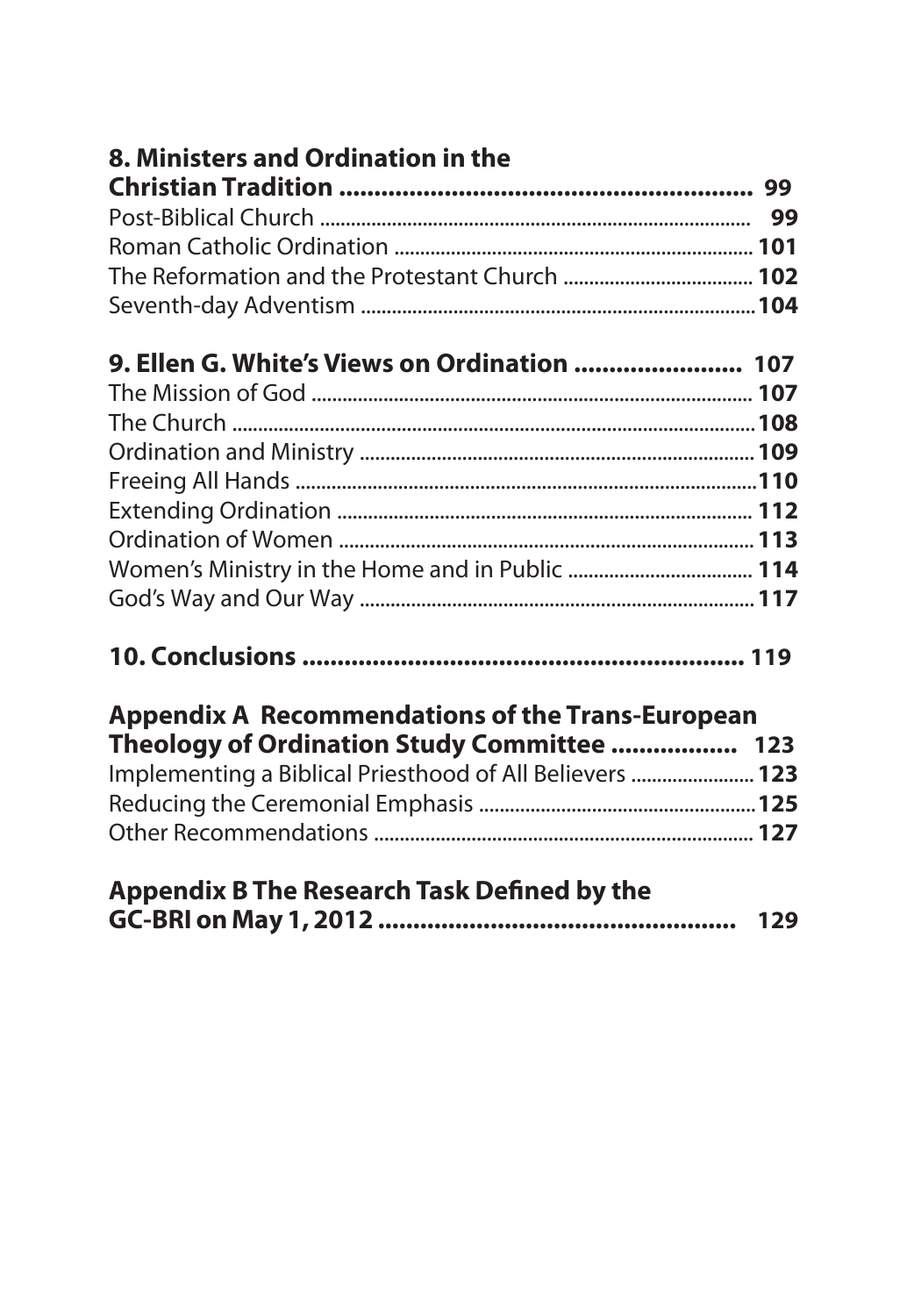**8. Ministers and Ordination in the Christian Tradition ............................................................ 99**

Post-Biblical Church ........................................................................................ 99
Roman Catholic Ordination ........................................................................ 101
The Reformation and the Protestant Church ...................................... 102
Seventh-day Adventism ............................................................................... 104

**9. Ellen G. White's Views on Ordination ........................ 107**

The Mission of God ........................................................................................ 107
The Church ........................................................................................................ 108
Ordination and Ministry .............................................................................. 109
Freeing All Hands ............................................................................................ 110
Extending Ordination .................................................................................... 112
Ordination of Women ................................................................................... 113
Women's Ministry in the Home and in Public ................................... 114
God's Way and Our Way .............................................................................. 117

**10. Conclusions ................................................................ 119**

**Appendix A Recommendations of the Trans-European Theology of Ordination Study Committee .................. 123**

Implementing a Biblical Priesthood of All Believers ........................ 123
Reducing the Ceremonial Emphasis ....................................................... 125
Other Recommendations ........................................................................... 127

**Appendix B The Research Task Defined by the GC-BRI on May 1, 2012 ................................................... 129**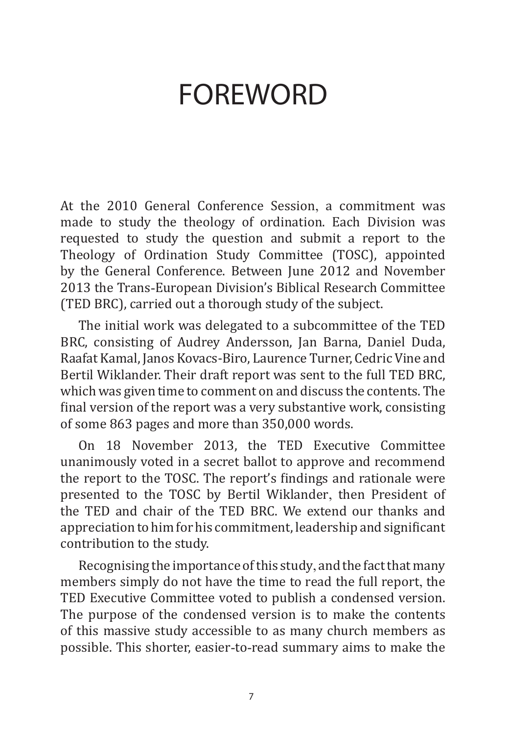# FOREWORD

At the 2010 General Conference Session, a commitment was made to study the theology of ordination. Each Division was requested to study the question and submit a report to the Theology of Ordination Study Committee (TOSC), appointed by the General Conference. Between June 2012 and November 2013 the Trans-European Division's Biblical Research Committee (TED BRC), carried out a thorough study of the subject.

The initial work was delegated to a subcommittee of the TED BRC, consisting of Audrey Andersson, Jan Barna, Daniel Duda, Raafat Kamal, Janos Kovacs-Biro, Laurence Turner, Cedric Vine and Bertil Wiklander. Their draft report was sent to the full TED BRC, which was given time to comment on and discuss the contents. The final version of the report was a very substantive work, consisting of some 863 pages and more than 350,000 words.

On 18 November 2013, the TED Executive Committee unanimously voted in a secret ballot to approve and recommend the report to the TOSC. The report's findings and rationale were presented to the TOSC by Bertil Wiklander, then President of the TED and chair of the TED BRC. We extend our thanks and appreciation to him for his commitment, leadership and significant contribution to the study.

Recognising the importance of this study, and the fact that many members simply do not have the time to read the full report, the TED Executive Committee voted to publish a condensed version. The purpose of the condensed version is to make the contents of this massive study accessible to as many church members as possible. This shorter, easier-to-read summary aims to make the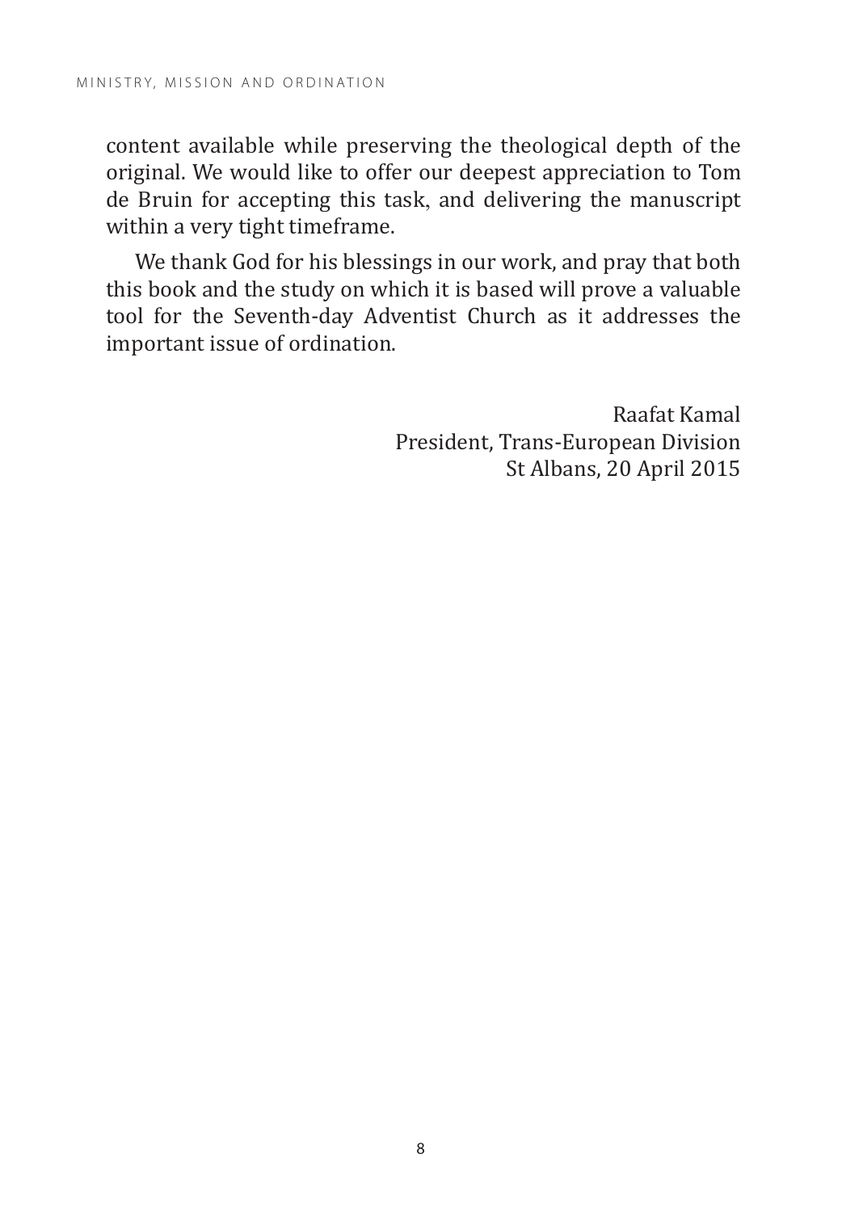content available while preserving the theological depth of the original. We would like to offer our deepest appreciation to Tom de Bruin for accepting this task, and delivering the manuscript within a very tight timeframe.

We thank God for his blessings in our work, and pray that both this book and the study on which it is based will prove a valuable tool for the Seventh-day Adventist Church as it addresses the important issue of ordination.

Raafat Kamal  
President, Trans-European Division  
St Albans, 20 April 2015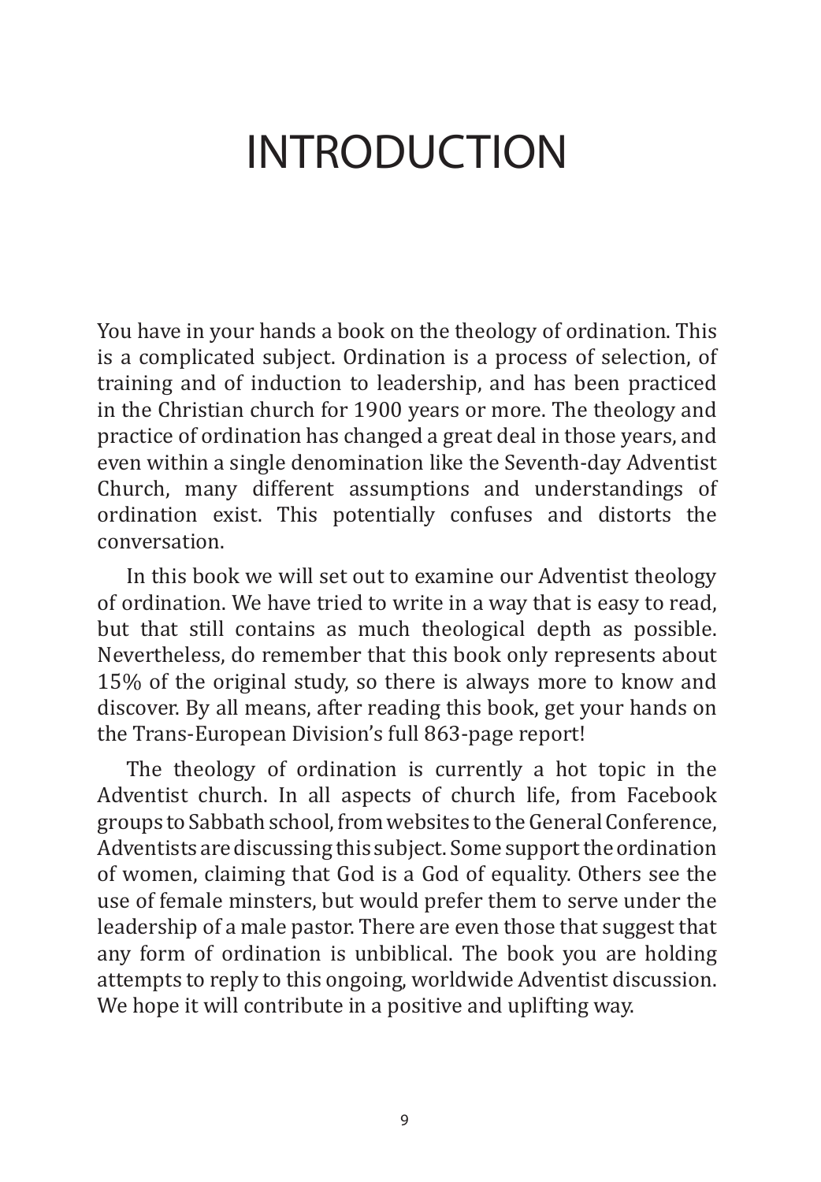# INTRODUCTION

You have in your hands a book on the theology of ordination. This is a complicated subject. Ordination is a process of selection, of training and of induction to leadership, and has been practiced in the Christian church for 1900 years or more. The theology and practice of ordination has changed a great deal in those years, and even within a single denomination like the Seventh-day Adventist Church, many different assumptions and understandings of ordination exist. This potentially confuses and distorts the conversation.

In this book we will set out to examine our Adventist theology of ordination. We have tried to write in a way that is easy to read, but that still contains as much theological depth as possible. Nevertheless, do remember that this book only represents about 15% of the original study, so there is always more to know and discover. By all means, after reading this book, get your hands on the Trans-European Division's full 863-page report!

The theology of ordination is currently a hot topic in the Adventist church. In all aspects of church life, from Facebook groups to Sabbath school, from websites to the General Conference, Adventists are discussing this subject. Some support the ordination of women, claiming that God is a God of equality. Others see the use of female minsters, but would prefer them to serve under the leadership of a male pastor. There are even those that suggest that any form of ordination is unbiblical. The book you are holding attempts to reply to this ongoing, worldwide Adventist discussion. We hope it will contribute in a positive and uplifting way.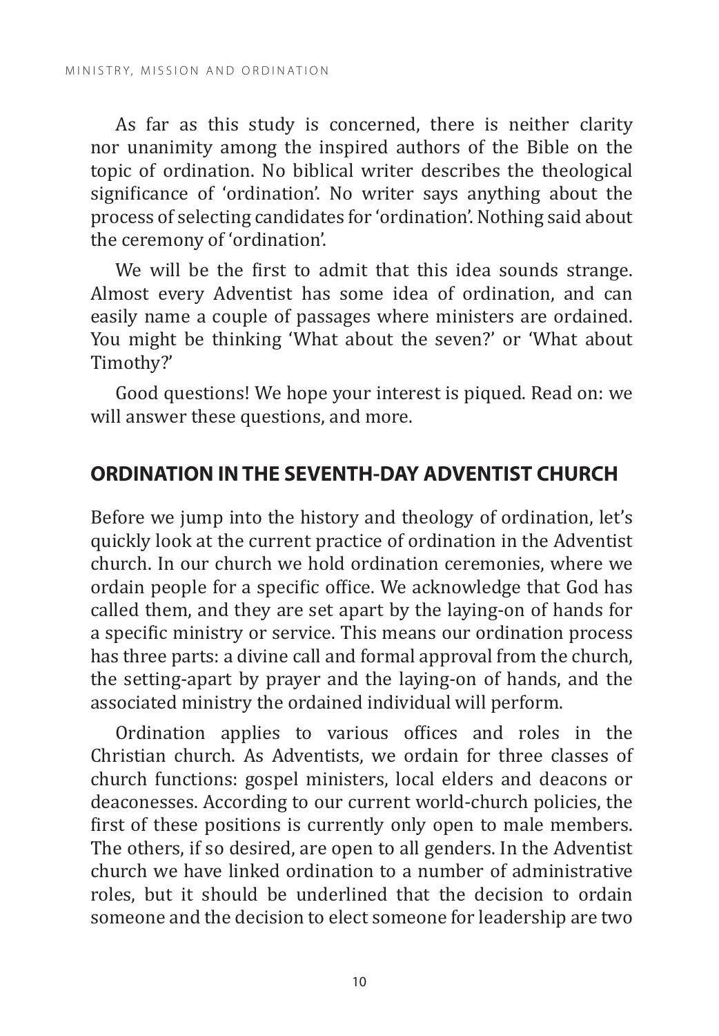As far as this study is concerned, there is neither clarity nor unanimity among the inspired authors of the Bible on the topic of ordination. No biblical writer describes the theological significance of 'ordination'. No writer says anything about the process of selecting candidates for 'ordination'. Nothing said about the ceremony of 'ordination'.

We will be the first to admit that this idea sounds strange. Almost every Adventist has some idea of ordination, and can easily name a couple of passages where ministers are ordained. You might be thinking 'What about the seven?' or 'What about Timothy?'

Good questions! We hope your interest is piqued. Read on: we will answer these questions, and more.

## ORDINATION IN THE SEVENTH-DAY ADVENTIST CHURCH

Before we jump into the history and theology of ordination, let's quickly look at the current practice of ordination in the Adventist church. In our church we hold ordination ceremonies, where we ordain people for a specific office. We acknowledge that God has called them, and they are set apart by the laying-on of hands for a specific ministry or service. This means our ordination process has three parts: a divine call and formal approval from the church, the setting-apart by prayer and the laying-on of hands, and the associated ministry the ordained individual will perform.

Ordination applies to various offices and roles in the Christian church. As Adventists, we ordain for three classes of church functions: gospel ministers, local elders and deacons or deaconesses. According to our current world-church policies, the first of these positions is currently only open to male members. The others, if so desired, are open to all genders. In the Adventist church we have linked ordination to a number of administrative roles, but it should be underlined that the decision to ordain someone and the decision to elect someone for leadership are two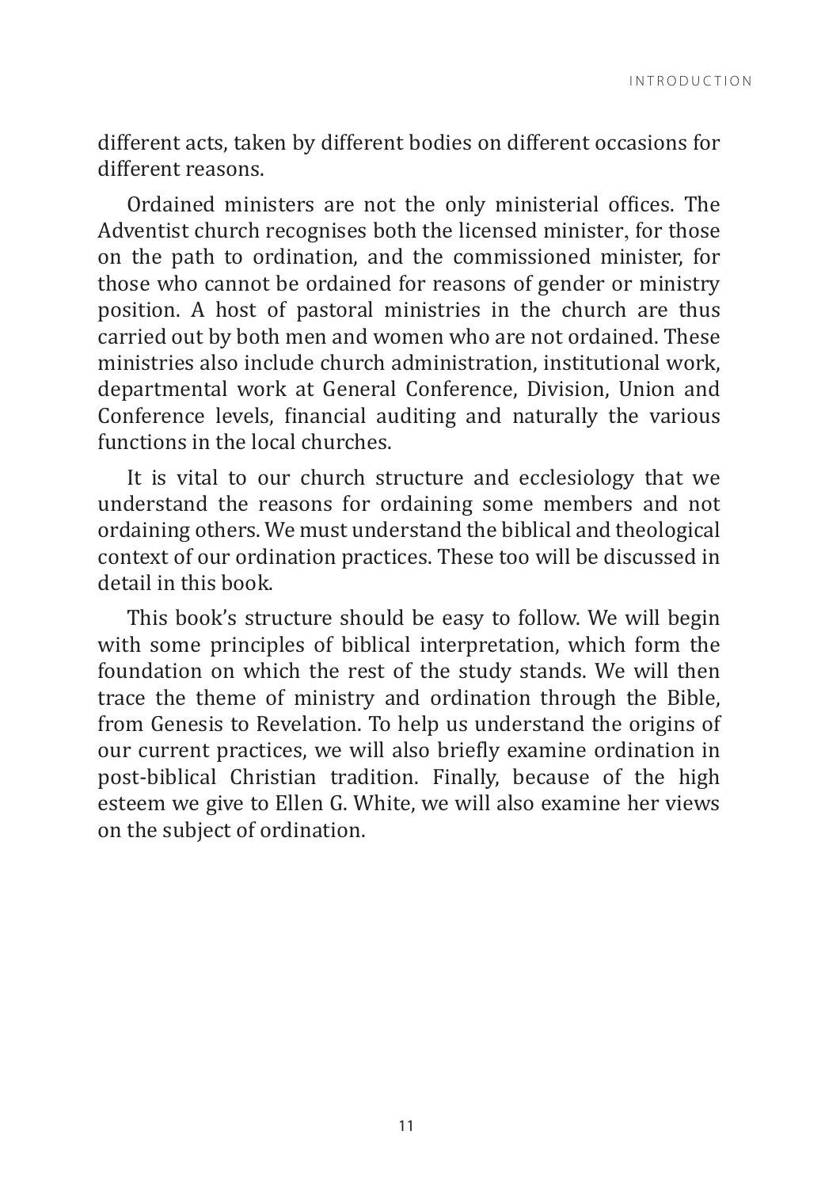different acts, taken by different bodies on different occasions for different reasons.

Ordained ministers are not the only ministerial offices. The Adventist church recognises both the licensed minister, for those on the path to ordination, and the commissioned minister, for those who cannot be ordained for reasons of gender or ministry position. A host of pastoral ministries in the church are thus carried out by both men and women who are not ordained. These ministries also include church administration, institutional work, departmental work at General Conference, Division, Union and Conference levels, financial auditing and naturally the various functions in the local churches.

It is vital to our church structure and ecclesiology that we understand the reasons for ordaining some members and not ordaining others. We must understand the biblical and theological context of our ordination practices. These too will be discussed in detail in this book.

This book's structure should be easy to follow. We will begin with some principles of biblical interpretation, which form the foundation on which the rest of the study stands. We will then trace the theme of ministry and ordination through the Bible, from Genesis to Revelation. To help us understand the origins of our current practices, we will also briefly examine ordination in post-biblical Christian tradition. Finally, because of the high esteem we give to Ellen G. White, we will also examine her views on the subject of ordination.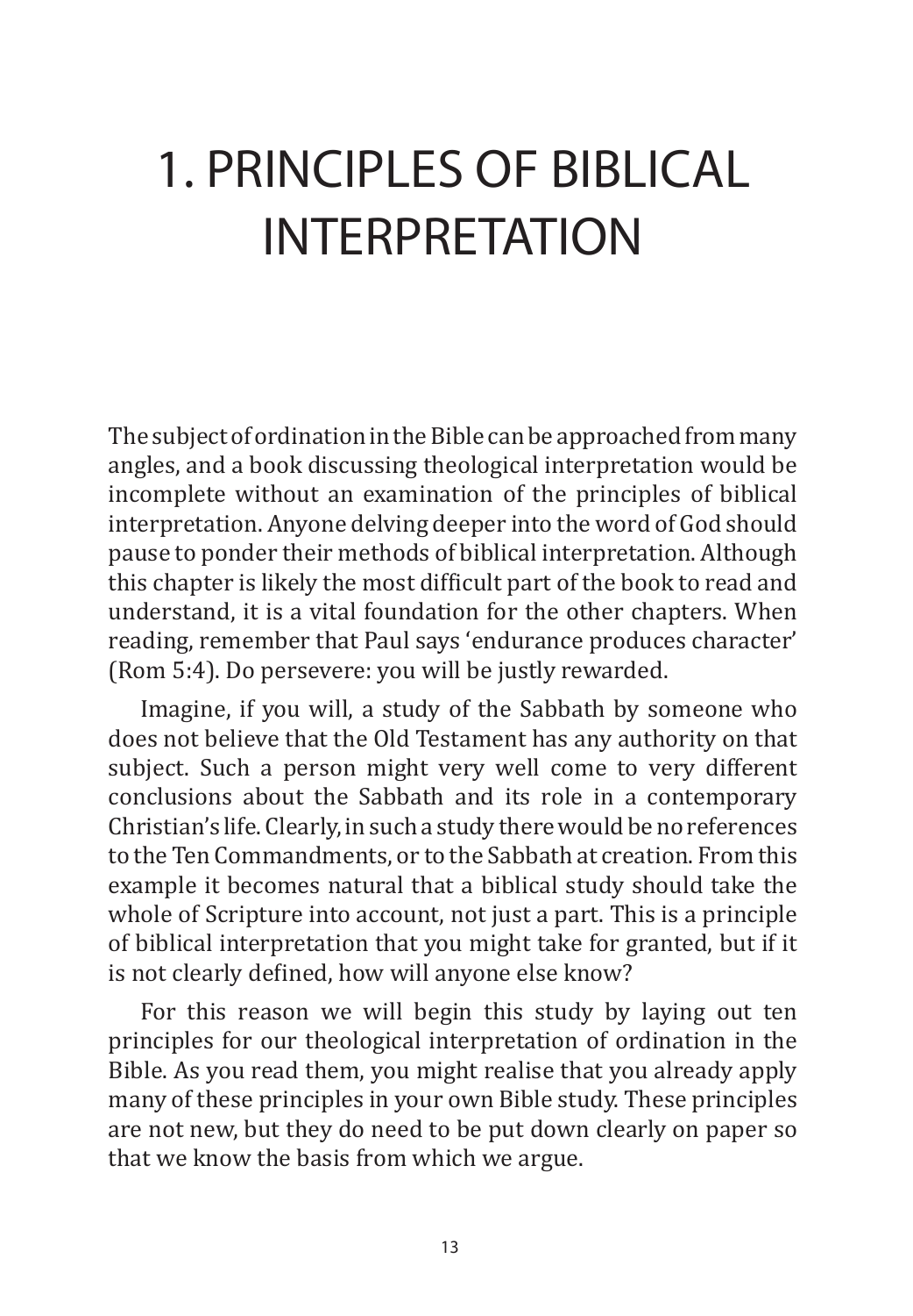# 1. PRINCIPLES OF BIBLICAL INTERPRETATION

The subject of ordination in the Bible can be approached from many angles, and a book discussing theological interpretation would be incomplete without an examination of the principles of biblical interpretation. Anyone delving deeper into the word of God should pause to ponder their methods of biblical interpretation. Although this chapter is likely the most difficult part of the book to read and understand, it is a vital foundation for the other chapters. When reading, remember that Paul says 'endurance produces character' (Rom 5:4). Do persevere: you will be justly rewarded.

Imagine, if you will, a study of the Sabbath by someone who does not believe that the Old Testament has any authority on that subject. Such a person might very well come to very different conclusions about the Sabbath and its role in a contemporary Christian's life. Clearly, in such a study there would be no references to the Ten Commandments, or to the Sabbath at creation. From this example it becomes natural that a biblical study should take the whole of Scripture into account, not just a part. This is a principle of biblical interpretation that you might take for granted, but if it is not clearly defined, how will anyone else know?

For this reason we will begin this study by laying out ten principles for our theological interpretation of ordination in the Bible. As you read them, you might realise that you already apply many of these principles in your own Bible study. These principles are not new, but they do need to be put down clearly on paper so that we know the basis from which we argue.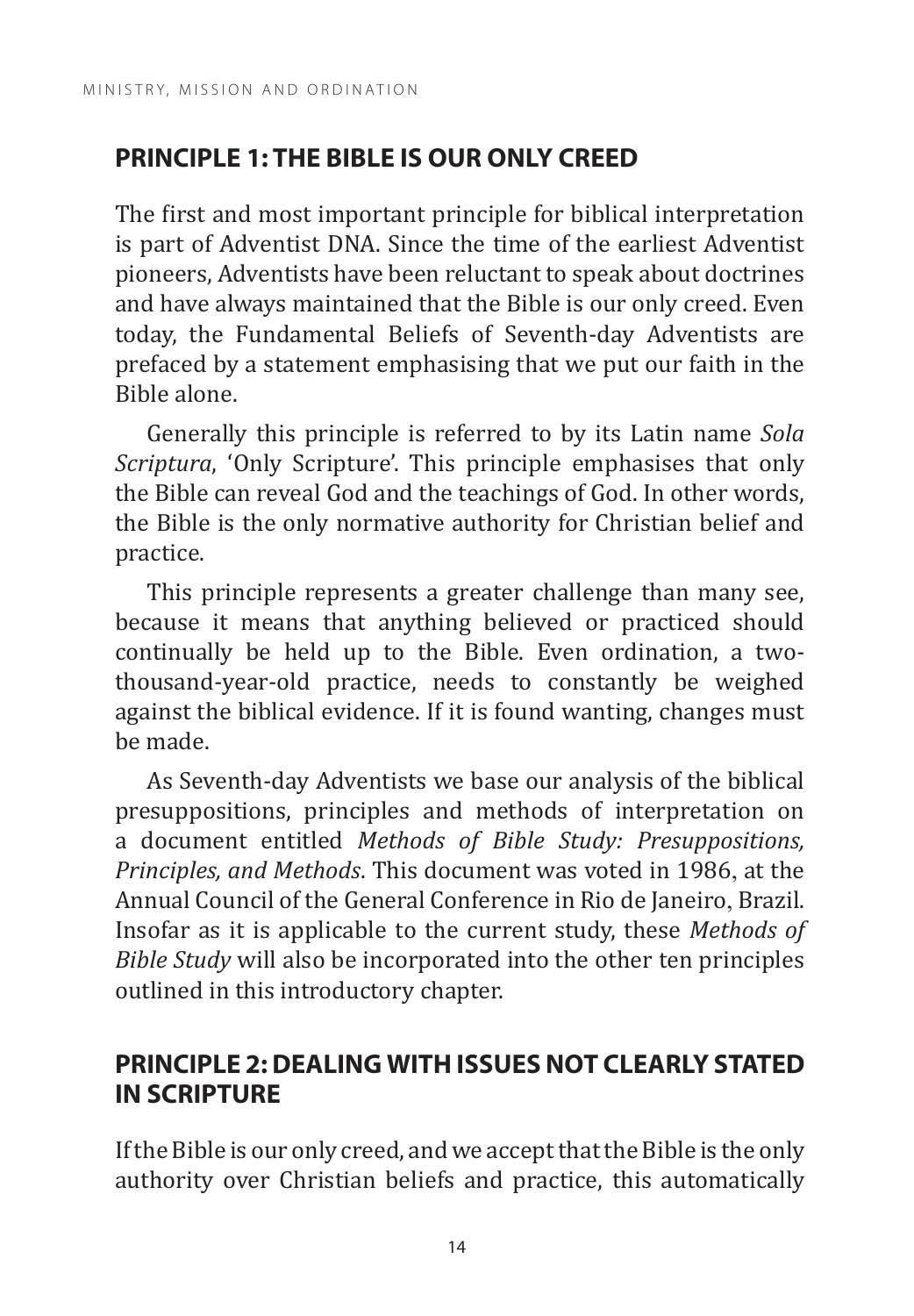## PRINCIPLE 1: THE BIBLE IS OUR ONLY CREED

The first and most important principle for biblical interpretation is part of Adventist DNA. Since the time of the earliest Adventist pioneers, Adventists have been reluctant to speak about doctrines and have always maintained that the Bible is our only creed. Even today, the Fundamental Beliefs of Seventh-day Adventists are prefaced by a statement emphasising that we put our faith in the Bible alone.

Generally this principle is referred to by its Latin name *Sola Scriptura*, 'Only Scripture'. This principle emphasises that only the Bible can reveal God and the teachings of God. In other words, the Bible is the only normative authority for Christian belief and practice.

This principle represents a greater challenge than many see, because it means that anything believed or practiced should continually be held up to the Bible. Even ordination, a two-thousand-year-old practice, needs to constantly be weighed against the biblical evidence. If it is found wanting, changes must be made.

As Seventh-day Adventists we base our analysis of the biblical presuppositions, principles and methods of interpretation on a document entitled *Methods of Bible Study: Presuppositions, Principles, and Methods*. This document was voted in 1986, at the Annual Council of the General Conference in Rio de Janeiro, Brazil. Insofar as it is applicable to the current study, these *Methods of Bible Study* will also be incorporated into the other ten principles outlined in this introductory chapter.

## PRINCIPLE 2: DEALING WITH ISSUES NOT CLEARLY STATED IN SCRIPTURE

If the Bible is our only creed, and we accept that the Bible is the only authority over Christian beliefs and practice, this automatically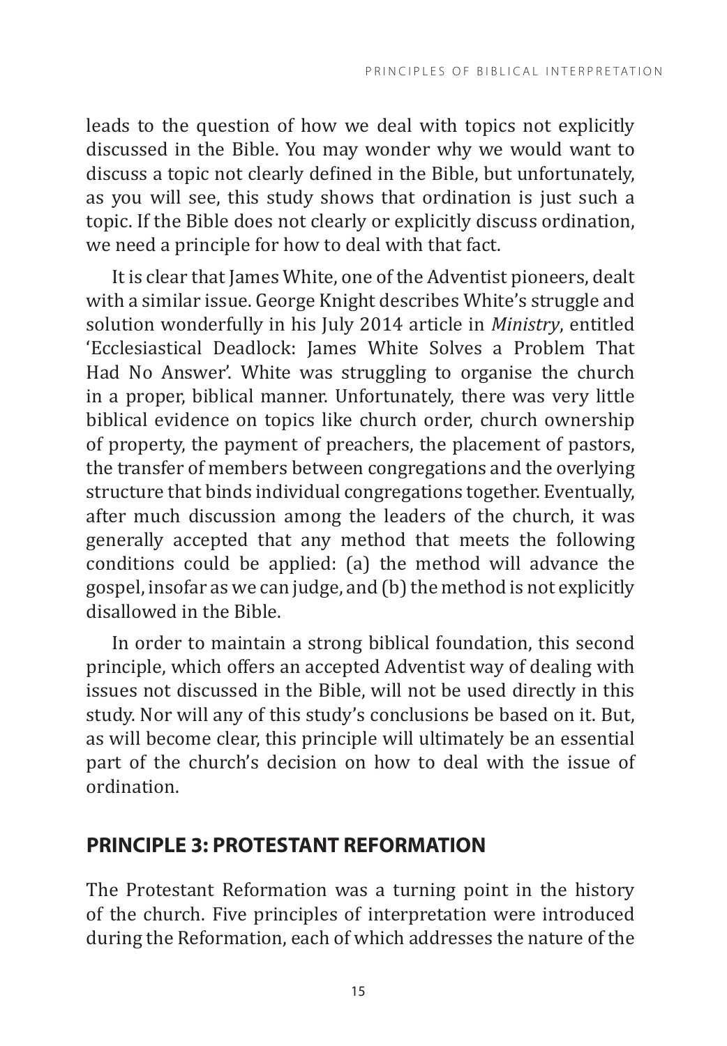leads to the question of how we deal with topics not explicitly discussed in the Bible. You may wonder why we would want to discuss a topic not clearly defined in the Bible, but unfortunately, as you will see, this study shows that ordination is just such a topic. If the Bible does not clearly or explicitly discuss ordination, we need a principle for how to deal with that fact.

It is clear that James White, one of the Adventist pioneers, dealt with a similar issue. George Knight describes White's struggle and solution wonderfully in his July 2014 article in *Ministry*, entitled 'Ecclesiastical Deadlock: James White Solves a Problem That Had No Answer'. White was struggling to organise the church in a proper, biblical manner. Unfortunately, there was very little biblical evidence on topics like church order, church ownership of property, the payment of preachers, the placement of pastors, the transfer of members between congregations and the overlying structure that binds individual congregations together. Eventually, after much discussion among the leaders of the church, it was generally accepted that any method that meets the following conditions could be applied: (a) the method will advance the gospel, insofar as we can judge, and (b) the method is not explicitly disallowed in the Bible.

In order to maintain a strong biblical foundation, this second principle, which offers an accepted Adventist way of dealing with issues not discussed in the Bible, will not be used directly in this study. Nor will any of this study's conclusions be based on it. But, as will become clear, this principle will ultimately be an essential part of the church's decision on how to deal with the issue of ordination.

## PRINCIPLE 3: PROTESTANT REFORMATION

The Protestant Reformation was a turning point in the history of the church. Five principles of interpretation were introduced during the Reformation, each of which addresses the nature of the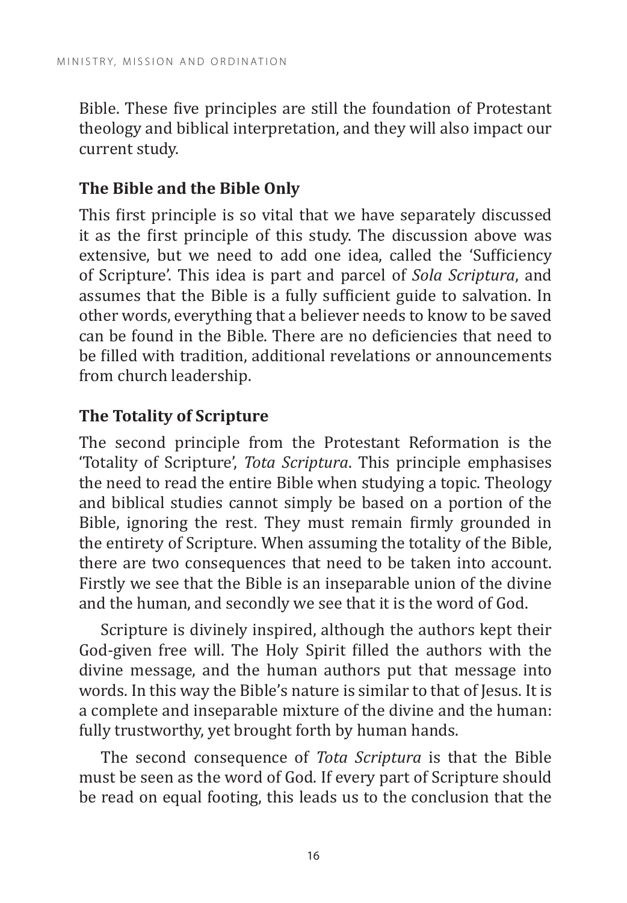Bible. These five principles are still the foundation of Protestant theology and biblical interpretation, and they will also impact our current study.

## The Bible and the Bible Only

This first principle is so vital that we have separately discussed it as the first principle of this study. The discussion above was extensive, but we need to add one idea, called the 'Sufficiency of Scripture'. This idea is part and parcel of *Sola Scriptura*, and assumes that the Bible is a fully sufficient guide to salvation. In other words, everything that a believer needs to know to be saved can be found in the Bible. There are no deficiencies that need to be filled with tradition, additional revelations or announcements from church leadership.

## The Totality of Scripture

The second principle from the Protestant Reformation is the 'Totality of Scripture', *Tota Scriptura*. This principle emphasises the need to read the entire Bible when studying a topic. Theology and biblical studies cannot simply be based on a portion of the Bible, ignoring the rest. They must remain firmly grounded in the entirety of Scripture. When assuming the totality of the Bible, there are two consequences that need to be taken into account. Firstly we see that the Bible is an inseparable union of the divine and the human, and secondly we see that it is the word of God.

Scripture is divinely inspired, although the authors kept their God-given free will. The Holy Spirit filled the authors with the divine message, and the human authors put that message into words. In this way the Bible's nature is similar to that of Jesus. It is a complete and inseparable mixture of the divine and the human: fully trustworthy, yet brought forth by human hands.

The second consequence of *Tota Scriptura* is that the Bible must be seen as the word of God. If every part of Scripture should be read on equal footing, this leads us to the conclusion that the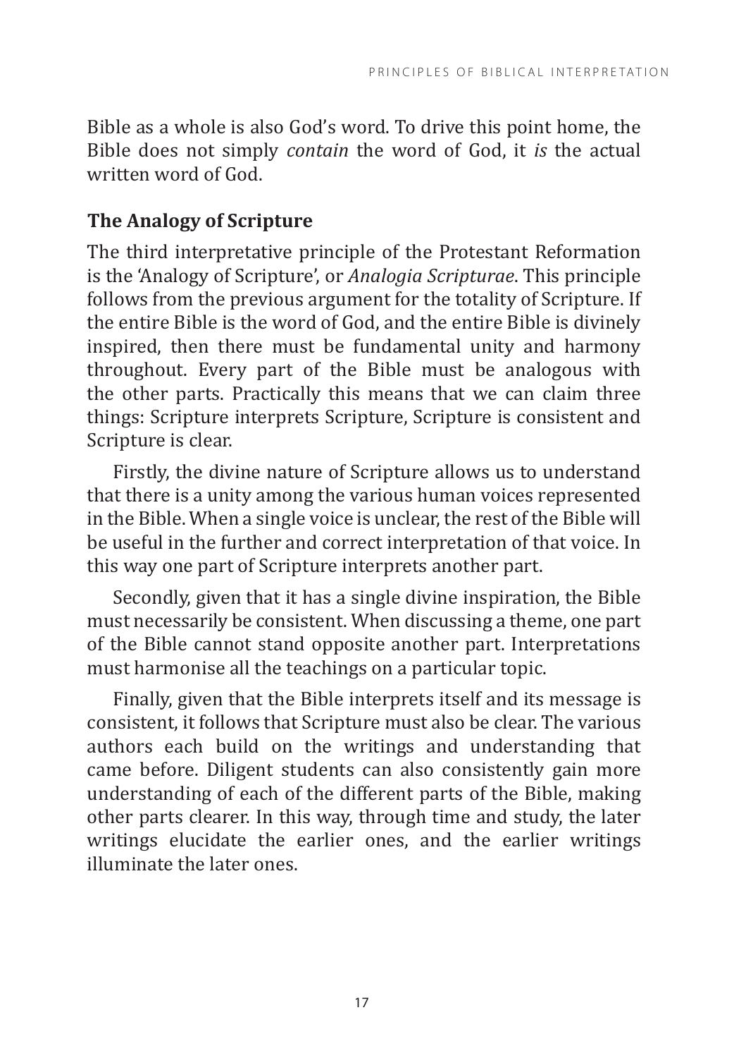Bible as a whole is also God's word. To drive this point home, the Bible does not simply *contain* the word of God, it *is* the actual written word of God.

## The Analogy of Scripture

The third interpretative principle of the Protestant Reformation is the 'Analogy of Scripture', or *Analogia Scripturae*. This principle follows from the previous argument for the totality of Scripture. If the entire Bible is the word of God, and the entire Bible is divinely inspired, then there must be fundamental unity and harmony throughout. Every part of the Bible must be analogous with the other parts. Practically this means that we can claim three things: Scripture interprets Scripture, Scripture is consistent and Scripture is clear.

Firstly, the divine nature of Scripture allows us to understand that there is a unity among the various human voices represented in the Bible. When a single voice is unclear, the rest of the Bible will be useful in the further and correct interpretation of that voice. In this way one part of Scripture interprets another part.

Secondly, given that it has a single divine inspiration, the Bible must necessarily be consistent. When discussing a theme, one part of the Bible cannot stand opposite another part. Interpretations must harmonise all the teachings on a particular topic.

Finally, given that the Bible interprets itself and its message is consistent, it follows that Scripture must also be clear. The various authors each build on the writings and understanding that came before. Diligent students can also consistently gain more understanding of each of the different parts of the Bible, making other parts clearer. In this way, through time and study, the later writings elucidate the earlier ones, and the earlier writings illuminate the later ones.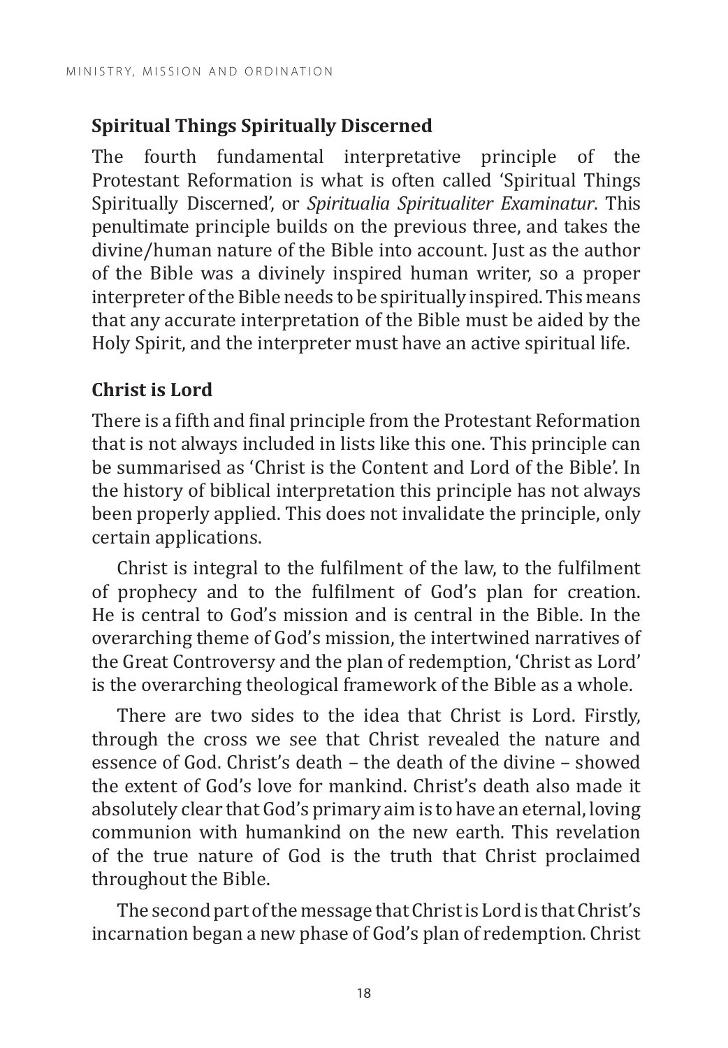## Spiritual Things Spiritually Discerned

The fourth fundamental interpretative principle of the Protestant Reformation is what is often called 'Spiritual Things Spiritually Discerned', or *Spiritualia Spiritualiter Examinatur*. This penultimate principle builds on the previous three, and takes the divine/human nature of the Bible into account. Just as the author of the Bible was a divinely inspired human writer, so a proper interpreter of the Bible needs to be spiritually inspired. This means that any accurate interpretation of the Bible must be aided by the Holy Spirit, and the interpreter must have an active spiritual life.

## Christ is Lord

There is a fifth and final principle from the Protestant Reformation that is not always included in lists like this one. This principle can be summarised as 'Christ is the Content and Lord of the Bible'. In the history of biblical interpretation this principle has not always been properly applied. This does not invalidate the principle, only certain applications.

Christ is integral to the fulfilment of the law, to the fulfilment of prophecy and to the fulfilment of God's plan for creation. He is central to God's mission and is central in the Bible. In the overarching theme of God's mission, the intertwined narratives of the Great Controversy and the plan of redemption, 'Christ as Lord' is the overarching theological framework of the Bible as a whole.

There are two sides to the idea that Christ is Lord. Firstly, through the cross we see that Christ revealed the nature and essence of God. Christ's death – the death of the divine – showed the extent of God's love for mankind. Christ's death also made it absolutely clear that God's primary aim is to have an eternal, loving communion with humankind on the new earth. This revelation of the true nature of God is the truth that Christ proclaimed throughout the Bible.

The second part of the message that Christ is Lord is that Christ's incarnation began a new phase of God's plan of redemption. Christ